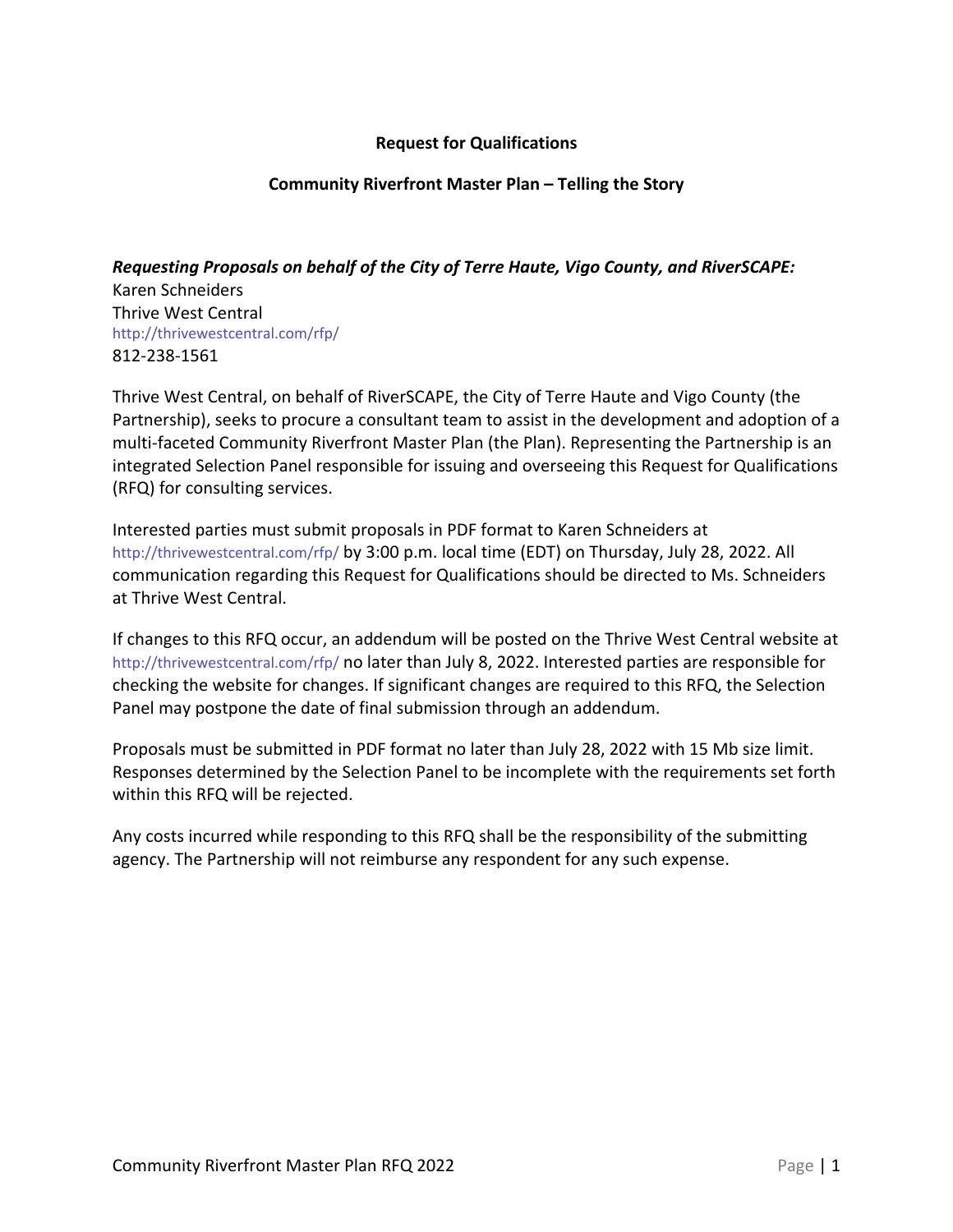**Request for Qualifications**

**Community Riverfront Master Plan – Telling the Story**

***Requesting Proposals on behalf of the City of Terre Haute, Vigo County, and RiverSCAPE:***
Karen Schneiders
Thrive West Central
http://thrivewestcentral.com/rfp/
812-238-1561

Thrive West Central, on behalf of RiverSCAPE, the City of Terre Haute and Vigo County (the Partnership), seeks to procure a consultant team to assist in the development and adoption of a multi-faceted Community Riverfront Master Plan (the Plan). Representing the Partnership is an integrated Selection Panel responsible for issuing and overseeing this Request for Qualifications (RFQ) for consulting services.

Interested parties must submit proposals in PDF format to Karen Schneiders at http://thrivewestcentral.com/rfp/ by 3:00 p.m. local time (EDT) on Thursday, July 28, 2022. All communication regarding this Request for Qualifications should be directed to Ms. Schneiders at Thrive West Central.

If changes to this RFQ occur, an addendum will be posted on the Thrive West Central website at http://thrivewestcentral.com/rfp/ no later than July 8, 2022. Interested parties are responsible for checking the website for changes. If significant changes are required to this RFQ, the Selection Panel may postpone the date of final submission through an addendum.

Proposals must be submitted in PDF format no later than July 28, 2022 with 15 Mb size limit. Responses determined by the Selection Panel to be incomplete with the requirements set forth within this RFQ will be rejected.

Any costs incurred while responding to this RFQ shall be the responsibility of the submitting agency. The Partnership will not reimburse any respondent for any such expense.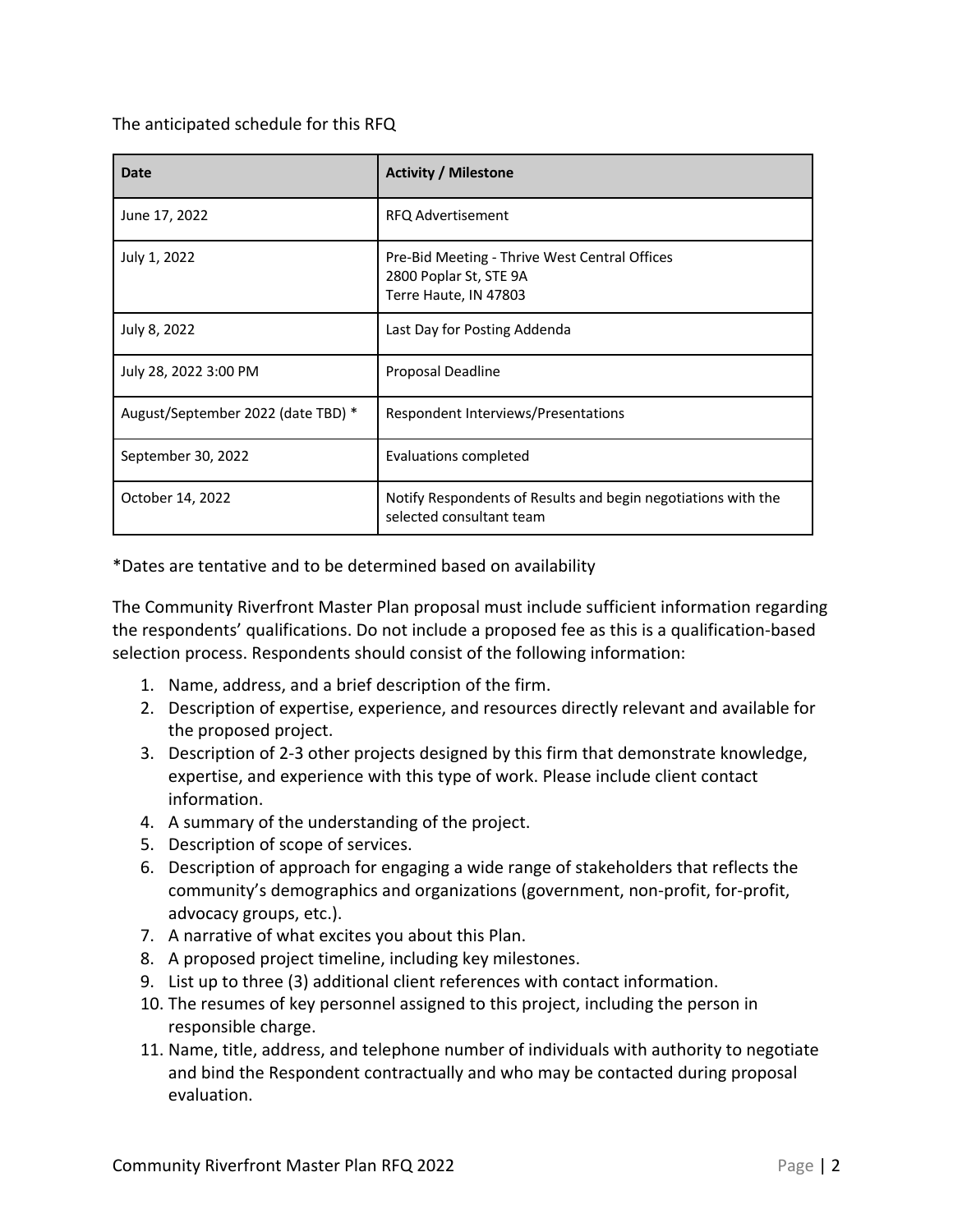The anticipated schedule for this RFQ

| Date | Activity / Milestone |
|---|---|
| June 17, 2022 | RFQ Advertisement |
| July 1, 2022 | Pre-Bid Meeting - Thrive West Central Offices<br>2800 Poplar St, STE 9A<br>Terre Haute, IN 47803 |
| July 8, 2022 | Last Day for Posting Addenda |
| July 28, 2022 3:00 PM | Proposal Deadline |
| August/September 2022 (date TBD) * | Respondent Interviews/Presentations |
| September 30, 2022 | Evaluations completed |
| October 14, 2022 | Notify Respondents of Results and begin negotiations with the selected consultant team |

*Dates are tentative and to be determined based on availability

The Community Riverfront Master Plan proposal must include sufficient information regarding the respondents' qualifications. Do not include a proposed fee as this is a qualification-based selection process. Respondents should consist of the following information:

1. Name, address, and a brief description of the firm.
2. Description of expertise, experience, and resources directly relevant and available for the proposed project.
3. Description of 2-3 other projects designed by this firm that demonstrate knowledge, expertise, and experience with this type of work. Please include client contact information.
4. A summary of the understanding of the project.
5. Description of scope of services.
6. Description of approach for engaging a wide range of stakeholders that reflects the community's demographics and organizations (government, non-profit, for-profit, advocacy groups, etc.).
7. A narrative of what excites you about this Plan.
8. A proposed project timeline, including key milestones.
9. List up to three (3) additional client references with contact information.
10. The resumes of key personnel assigned to this project, including the person in responsible charge.
11. Name, title, address, and telephone number of individuals with authority to negotiate and bind the Respondent contractually and who may be contacted during proposal evaluation.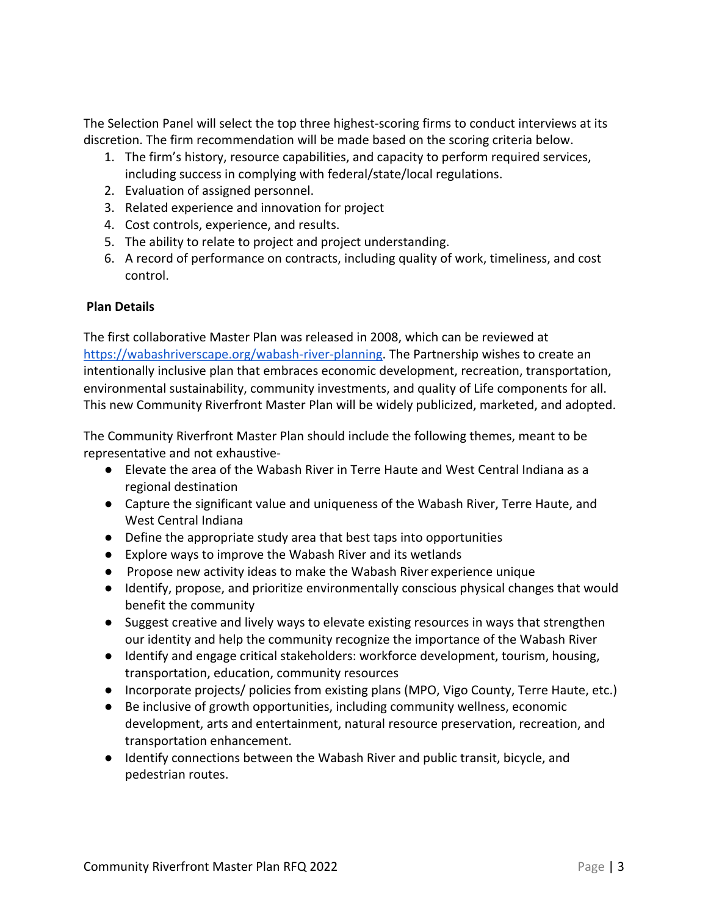The Selection Panel will select the top three highest-scoring firms to conduct interviews at its discretion. The firm recommendation will be made based on the scoring criteria below.

1. The firm's history, resource capabilities, and capacity to perform required services, including success in complying with federal/state/local regulations.
2. Evaluation of assigned personnel.
3. Related experience and innovation for project
4. Cost controls, experience, and results.
5. The ability to relate to project and project understanding.
6. A record of performance on contracts, including quality of work, timeliness, and cost control.

**Plan Details**

The first collaborative Master Plan was released in 2008, which can be reviewed at [https://wabashriverscape.org/wabash-river-planning](https://wabashriverscape.org/wabash-river-planning). The Partnership wishes to create an intentionally inclusive plan that embraces economic development, recreation, transportation, environmental sustainability, community investments, and quality of Life components for all. This new Community Riverfront Master Plan will be widely publicized, marketed, and adopted.

The Community Riverfront Master Plan should include the following themes, meant to be representative and not exhaustive-

- Elevate the area of the Wabash River in Terre Haute and West Central Indiana as a regional destination
- Capture the significant value and uniqueness of the Wabash River, Terre Haute, and West Central Indiana
- Define the appropriate study area that best taps into opportunities
- Explore ways to improve the Wabash River and its wetlands
- Propose new activity ideas to make the Wabash River experience unique
- Identify, propose, and prioritize environmentally conscious physical changes that would benefit the community
- Suggest creative and lively ways to elevate existing resources in ways that strengthen our identity and help the community recognize the importance of the Wabash River
- Identify and engage critical stakeholders: workforce development, tourism, housing, transportation, education, community resources
- Incorporate projects/ policies from existing plans (MPO, Vigo County, Terre Haute, etc.)
- Be inclusive of growth opportunities, including community wellness, economic development, arts and entertainment, natural resource preservation, recreation, and transportation enhancement.
- Identify connections between the Wabash River and public transit, bicycle, and pedestrian routes.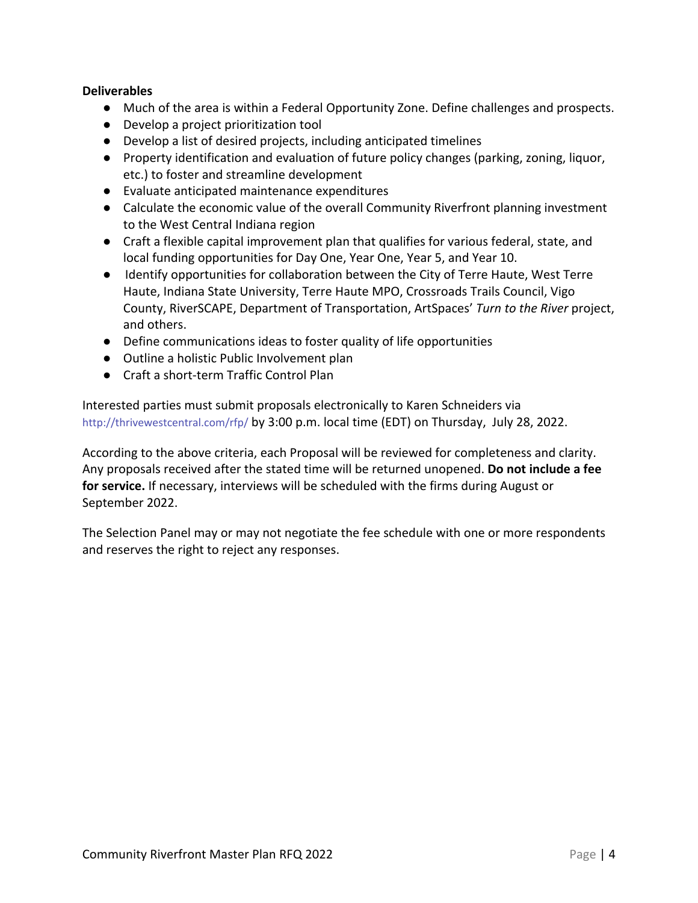**Deliverables**

- Much of the area is within a Federal Opportunity Zone. Define challenges and prospects.
- Develop a project prioritization tool
- Develop a list of desired projects, including anticipated timelines
- Property identification and evaluation of future policy changes (parking, zoning, liquor, etc.) to foster and streamline development
- Evaluate anticipated maintenance expenditures
- Calculate the economic value of the overall Community Riverfront planning investment to the West Central Indiana region
- Craft a flexible capital improvement plan that qualifies for various federal, state, and local funding opportunities for Day One, Year One, Year 5, and Year 10.
- Identify opportunities for collaboration between the City of Terre Haute, West Terre Haute, Indiana State University, Terre Haute MPO, Crossroads Trails Council, Vigo County, RiverSCAPE, Department of Transportation, ArtSpaces' *Turn to the River* project, and others.
- Define communications ideas to foster quality of life opportunities
- Outline a holistic Public Involvement plan
- Craft a short-term Traffic Control Plan

Interested parties must submit proposals electronically to Karen Schneiders via http://thrivewestcentral.com/rfp/ by 3:00 p.m. local time (EDT) on Thursday, July 28, 2022.

According to the above criteria, each Proposal will be reviewed for completeness and clarity. Any proposals received after the stated time will be returned unopened. **Do not include a fee for service.** If necessary, interviews will be scheduled with the firms during August or September 2022.

The Selection Panel may or may not negotiate the fee schedule with one or more respondents and reserves the right to reject any responses.